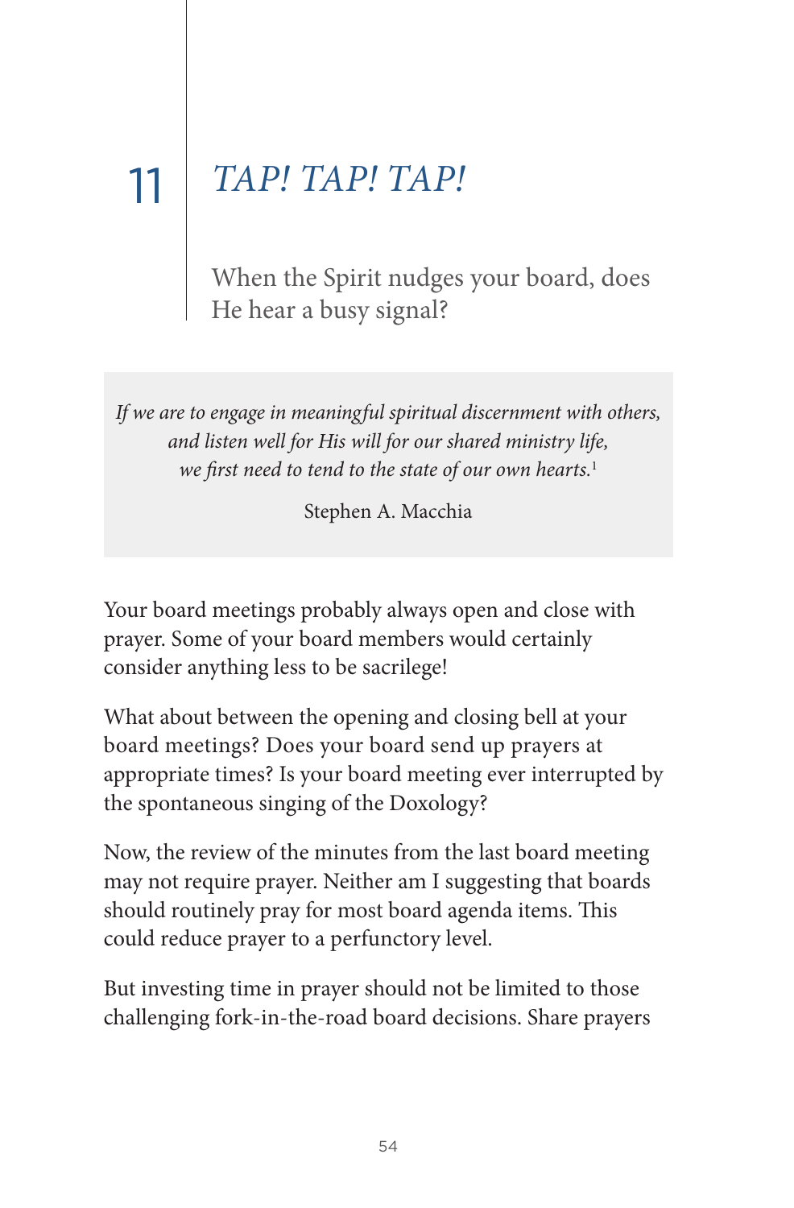# 11 *TAP! TAP! TAP!*

When the Spirit nudges your board, does He hear a busy signal?

> *If we are to engage in meaningful spiritual discernment with others, and listen well for His will for our shared ministry life, we first need to tend to the state of our own hearts.*[1]
>
> Stephen A. Macchia

Your board meetings probably always open and close with prayer. Some of your board members would certainly consider anything less to be sacrilege!

What about between the opening and closing bell at your board meetings? Does your board send up prayers at appropriate times? Is your board meeting ever interrupted by the spontaneous singing of the Doxology?

Now, the review of the minutes from the last board meeting may not require prayer. Neither am I suggesting that boards should routinely pray for most board agenda items. This could reduce prayer to a perfunctory level.

But investing time in prayer should not be limited to those challenging fork-in-the-road board decisions. Share prayers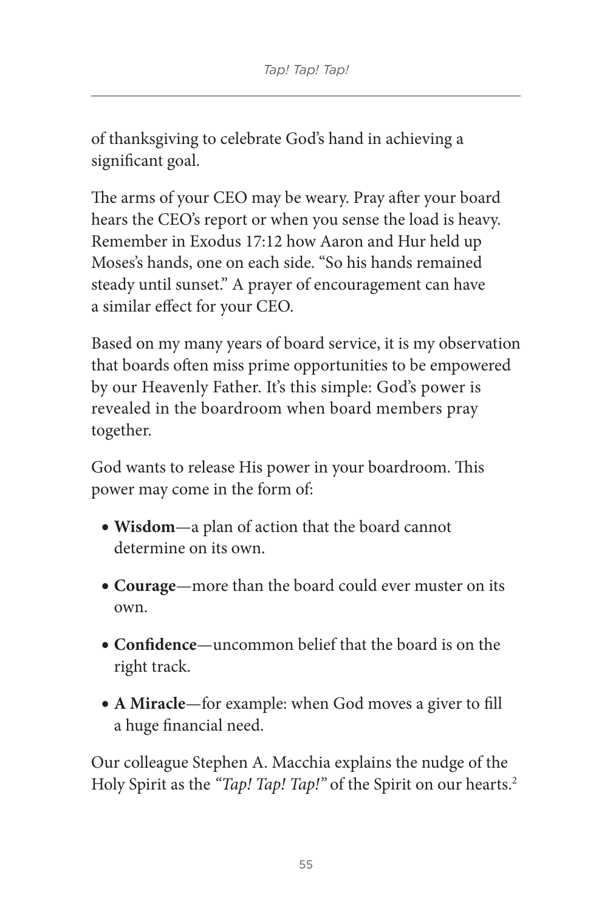of thanksgiving to celebrate God's hand in achieving a significant goal.

The arms of your CEO may be weary. Pray after your board hears the CEO's report or when you sense the load is heavy. Remember in Exodus 17:12 how Aaron and Hur held up Moses's hands, one on each side. "So his hands remained steady until sunset." A prayer of encouragement can have a similar effect for your CEO.

Based on my many years of board service, it is my observation that boards often miss prime opportunities to be empowered by our Heavenly Father. It's this simple: God's power is revealed in the boardroom when board members pray together.

God wants to release His power in your boardroom. This power may come in the form of:

- **Wisdom**—a plan of action that the board cannot determine on its own.
- **Courage**—more than the board could ever muster on its own.
- **Confidence**—uncommon belief that the board is on the right track.
- **A Miracle**—for example: when God moves a giver to fill a huge financial need.

Our colleague Stephen A. Macchia explains the nudge of the Holy Spirit as the *"Tap! Tap! Tap!"* of the Spirit on our hearts.[2]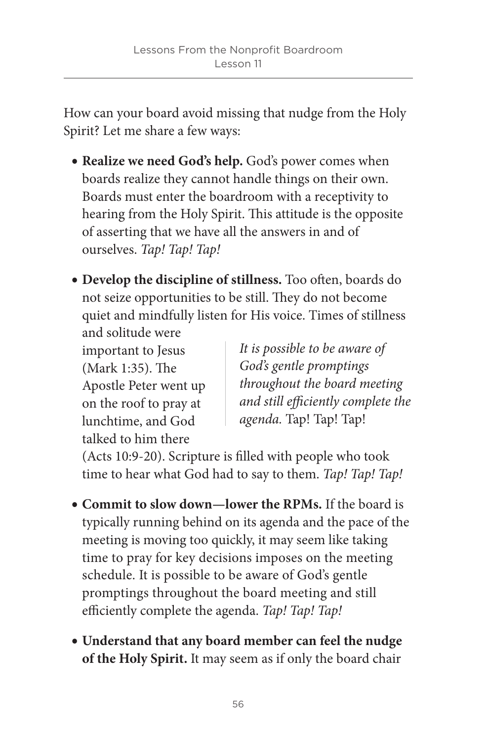How can your board avoid missing that nudge from the Holy Spirit? Let me share a few ways:

- **Realize we need God's help.** God's power comes when boards realize they cannot handle things on their own. Boards must enter the boardroom with a receptivity to hearing from the Holy Spirit. This attitude is the opposite of asserting that we have all the answers in and of ourselves. *Tap! Tap! Tap!*

- **Develop the discipline of stillness.** Too often, boards do not seize opportunities to be still. They do not become quiet and mindfully listen for His voice. Times of stillness and solitude were important to Jesus (Mark 1:35). The Apostle Peter went up on the roof to pray at lunchtime, and God talked to him there (Acts 10:9-20). Scripture is filled with people who took time to hear what God had to say to them. *Tap! Tap! Tap!*

> *It is possible to be aware of God's gentle promptings throughout the board meeting and still efficiently complete the agenda.* Tap! Tap! Tap!

- **Commit to slow down—lower the RPMs.** If the board is typically running behind on its agenda and the pace of the meeting is moving too quickly, it may seem like taking time to pray for key decisions imposes on the meeting schedule. It is possible to be aware of God's gentle promptings throughout the board meeting and still efficiently complete the agenda. *Tap! Tap! Tap!*

- **Understand that any board member can feel the nudge of the Holy Spirit.** It may seem as if only the board chair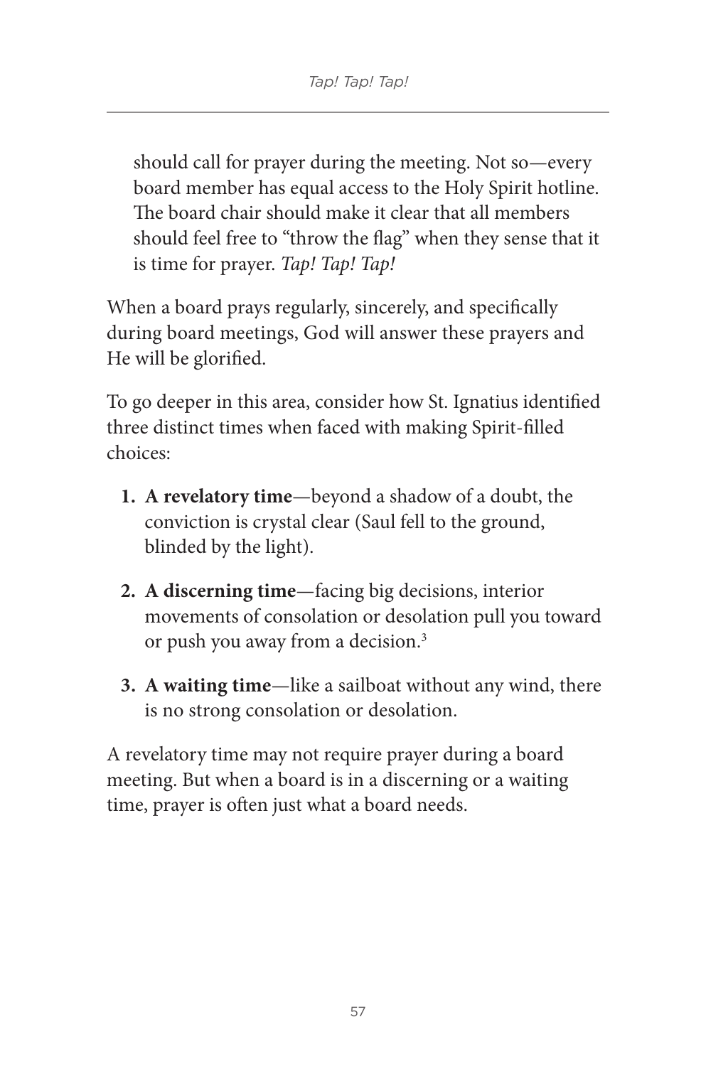should call for prayer during the meeting. Not so—every board member has equal access to the Holy Spirit hotline. The board chair should make it clear that all members should feel free to "throw the flag" when they sense that it is time for prayer. *Tap! Tap! Tap!*

When a board prays regularly, sincerely, and specifically during board meetings, God will answer these prayers and He will be glorified.

To go deeper in this area, consider how St. Ignatius identified three distinct times when faced with making Spirit-filled choices:

1. **A revelatory time**—beyond a shadow of a doubt, the conviction is crystal clear (Saul fell to the ground, blinded by the light).
2. **A discerning time**—facing big decisions, interior movements of consolation or desolation pull you toward or push you away from a decision.[3]
3. **A waiting time**—like a sailboat without any wind, there is no strong consolation or desolation.

A revelatory time may not require prayer during a board meeting. But when a board is in a discerning or a waiting time, prayer is often just what a board needs.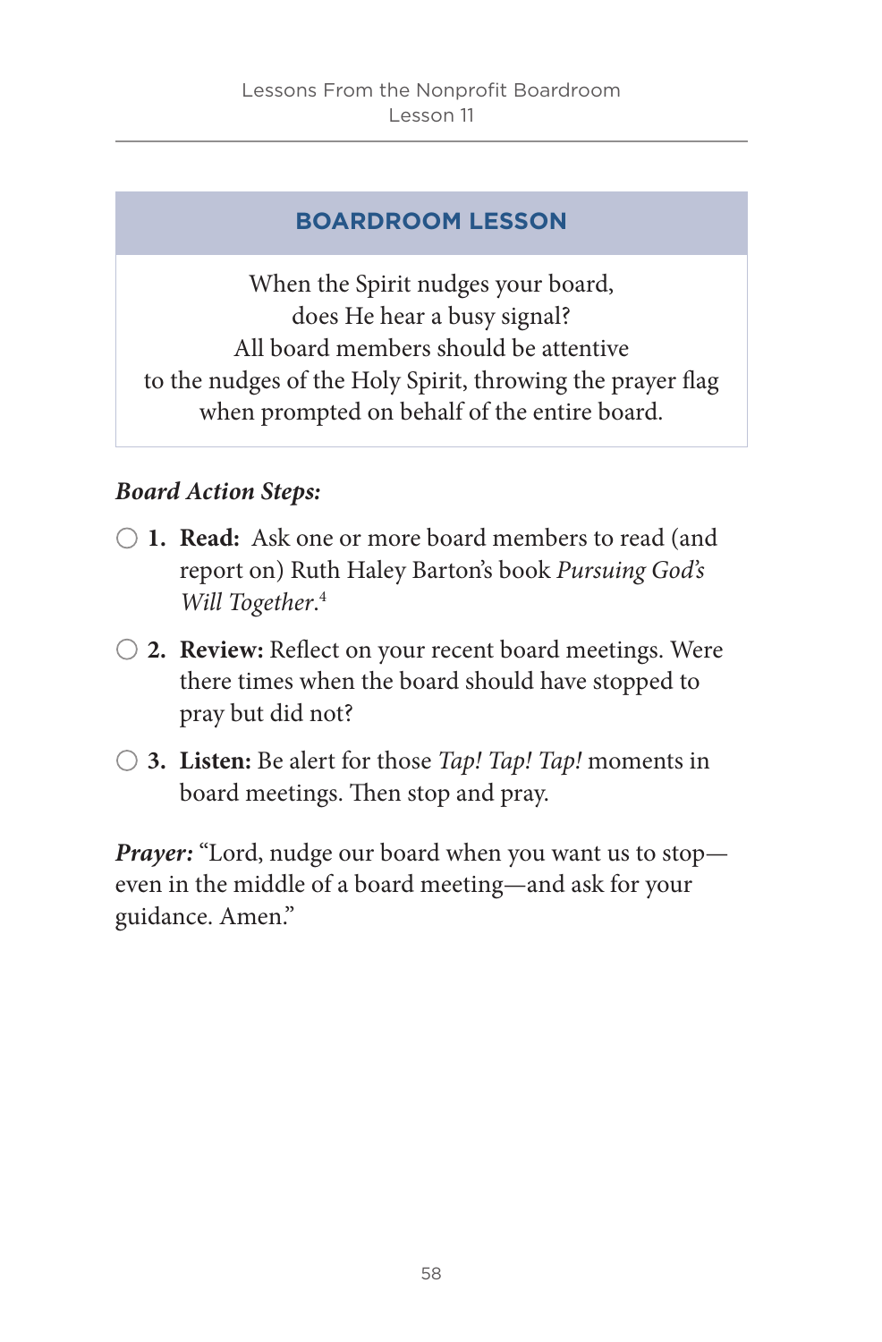## BOARDROOM LESSON

When the Spirit nudges your board,
does He hear a busy signal?
All board members should be attentive
to the nudges of the Holy Spirit, throwing the prayer flag
when prompted on behalf of the entire board.

***Board Action Steps:***

- ○ **1. Read:** Ask one or more board members to read (and report on) Ruth Haley Barton's book *Pursuing God's Will Together*.[4]
- ○ **2. Review:** Reflect on your recent board meetings. Were there times when the board should have stopped to pray but did not?
- ○ **3. Listen:** Be alert for those *Tap! Tap! Tap!* moments in board meetings. Then stop and pray.

***Prayer:*** "Lord, nudge our board when you want us to stop—even in the middle of a board meeting—and ask for your guidance. Amen."